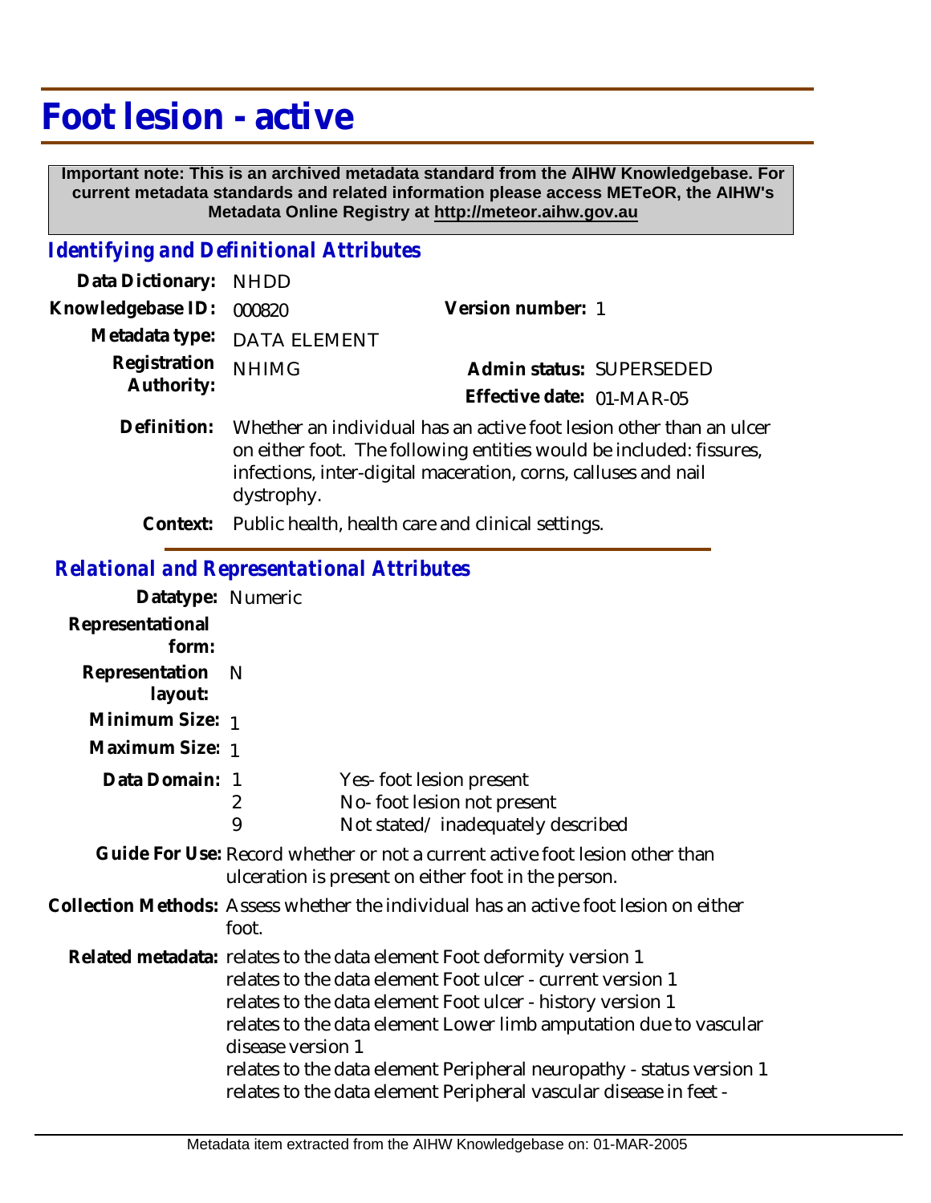# Foot lesion - active

**Important note: This is an archived metadata standard from the AIHW Knowledgebase. For current metadata standards and related information please access METeOR, the AIHW's Metadata Online Registry at http://meteor.aihw.gov.au**

## *Identifying and Definitional Attributes*

**Data Dictionary:** NHDD

**Knowledgebase ID:** 000820 **Version number:** 1

**Metadata type:** DATA ELEMENT

**Registration Authority:** NHIMG **Admin status:** SUPERSEDED

**Effective date:** 01-MAR-05

**Definition:** Whether an individual has an active foot lesion other than an ulcer on either foot. The following entities would be included: fissures, infections, inter-digital maceration, corns, calluses and nail dystrophy.

**Context:** Public health, health care and clinical settings.

## *Relational and Representational Attributes*

**Datatype:** Numeric

**Representational form:**

**Representation layout:** N

**Minimum Size:** 1

**Maximum Size:** 1

**Data Domain:**

1 Yes- foot lesion present
2 No- foot lesion not present
9 Not stated/ inadequately described

**Guide For Use:** Record whether or not a current active foot lesion other than ulceration is present on either foot in the person.

**Collection Methods:** Assess whether the individual has an active foot lesion on either foot.

**Related metadata:** relates to the data element Foot deformity version 1
relates to the data element Foot ulcer - current version 1
relates to the data element Foot ulcer - history version 1
relates to the data element Lower limb amputation due to vascular disease version 1
relates to the data element Peripheral neuropathy - status version 1
relates to the data element Peripheral vascular disease in feet -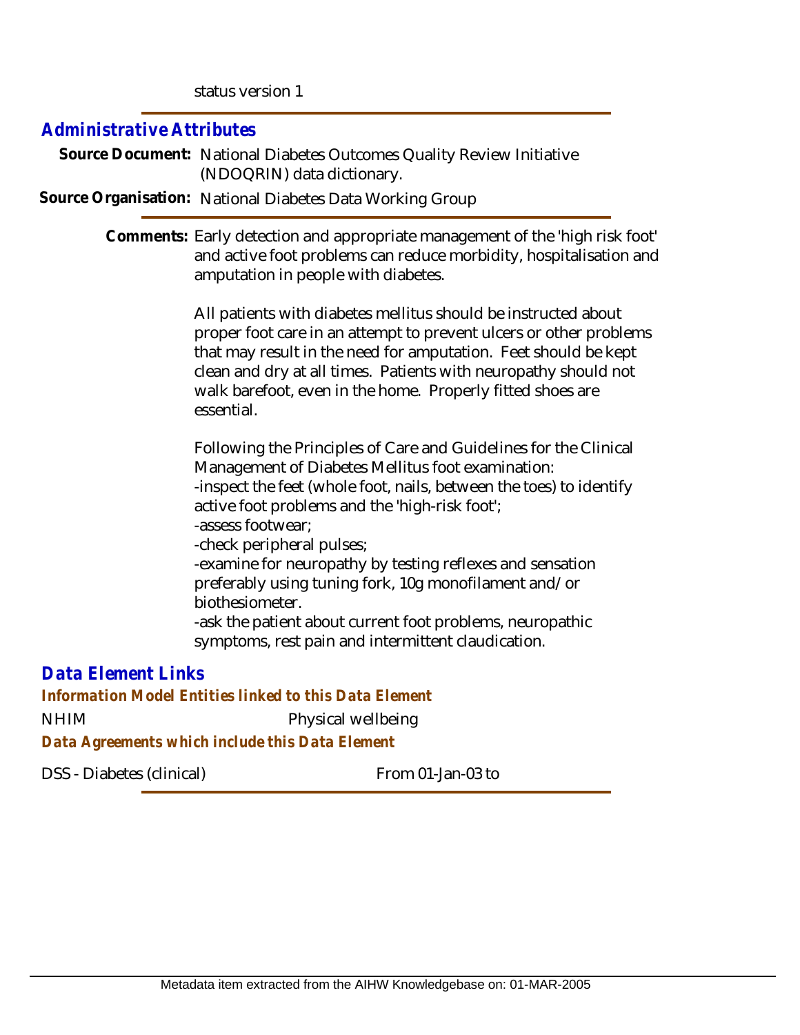status version 1

## Administrative Attributes

**Source Document:** National Diabetes Outcomes Quality Review Initiative (NDOQRIN) data dictionary.

**Source Organisation:** National Diabetes Data Working Group

**Comments:** Early detection and appropriate management of the 'high risk foot' and active foot problems can reduce morbidity, hospitalisation and amputation in people with diabetes.

All patients with diabetes mellitus should be instructed about proper foot care in an attempt to prevent ulcers or other problems that may result in the need for amputation. Feet should be kept clean and dry at all times. Patients with neuropathy should not walk barefoot, even in the home. Properly fitted shoes are essential.

Following the Principles of Care and Guidelines for the Clinical Management of Diabetes Mellitus foot examination:
-inspect the feet (whole foot, nails, between the toes) to identify active foot problems and the 'high-risk foot';
-assess footwear;
-check peripheral pulses;
-examine for neuropathy by testing reflexes and sensation preferably using tuning fork, 10g monofilament and/or biothesiometer.
-ask the patient about current foot problems, neuropathic symptoms, rest pain and intermittent claudication.

## Data Element Links

### Information Model Entities linked to this Data Element

NHIM Physical wellbeing

### Data Agreements which include this Data Element

DSS - Diabetes (clinical) From 01-Jan-03 to